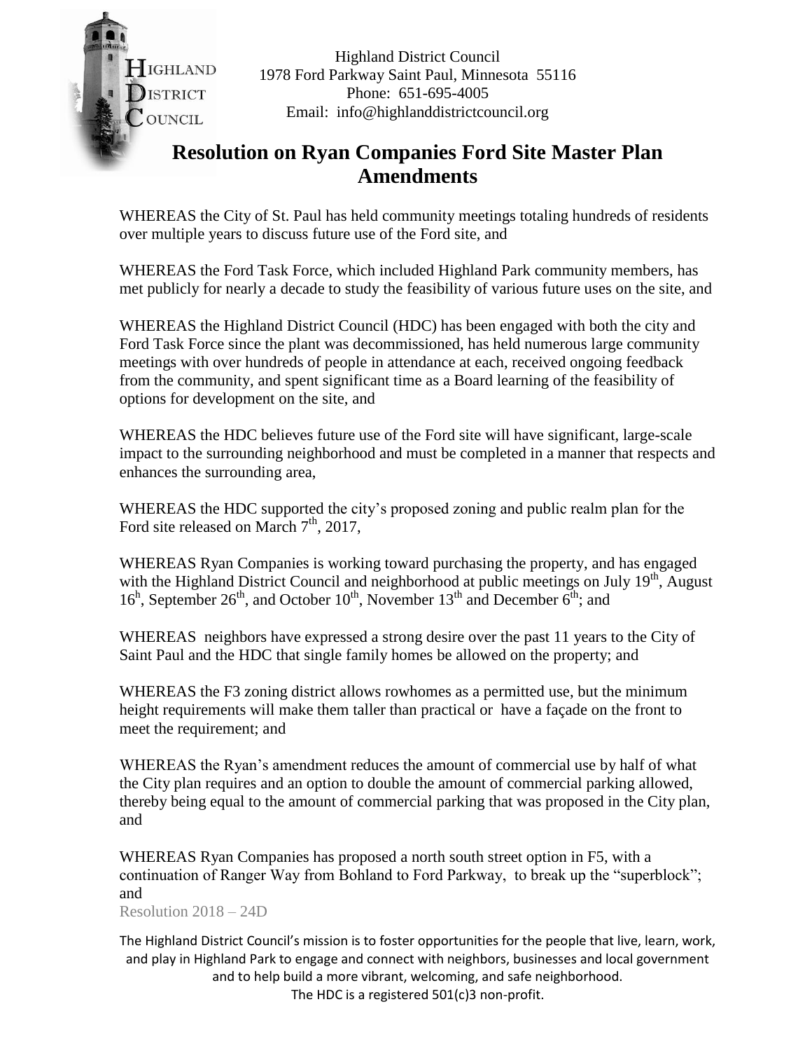Highland District Council
1978 Ford Parkway Saint Paul, Minnesota 55116
Phone: 651-695-4005
Email: info@highlanddistrictcouncil.org

# Resolution on Ryan Companies Ford Site Master Plan Amendments

WHEREAS the City of St. Paul has held community meetings totaling hundreds of residents over multiple years to discuss future use of the Ford site, and

WHEREAS the Ford Task Force, which included Highland Park community members, has met publicly for nearly a decade to study the feasibility of various future uses on the site, and

WHEREAS the Highland District Council (HDC) has been engaged with both the city and Ford Task Force since the plant was decommissioned, has held numerous large community meetings with over hundreds of people in attendance at each, received ongoing feedback from the community, and spent significant time as a Board learning of the feasibility of options for development on the site, and

WHEREAS the HDC believes future use of the Ford site will have significant, large-scale impact to the surrounding neighborhood and must be completed in a manner that respects and enhances the surrounding area,

WHEREAS the HDC supported the city's proposed zoning and public realm plan for the Ford site released on March 7th, 2017,

WHEREAS Ryan Companies is working toward purchasing the property, and has engaged with the Highland District Council and neighborhood at public meetings on July 19th, August 16h, September 26th, and October 10th, November 13th and December 6th; and

WHEREAS neighbors have expressed a strong desire over the past 11 years to the City of Saint Paul and the HDC that single family homes be allowed on the property; and

WHEREAS the F3 zoning district allows rowhomes as a permitted use, but the minimum height requirements will make them taller than practical or have a façade on the front to meet the requirement; and

WHEREAS the Ryan's amendment reduces the amount of commercial use by half of what the City plan requires and an option to double the amount of commercial parking allowed, thereby being equal to the amount of commercial parking that was proposed in the City plan, and

WHEREAS Ryan Companies has proposed a north south street option in F5, with a continuation of Ranger Way from Bohland to Ford Parkway, to break up the "superblock"; and

Resolution 2018 – 24D

The Highland District Council's mission is to foster opportunities for the people that live, learn, work, and play in Highland Park to engage and connect with neighbors, businesses and local government and to help build a more vibrant, welcoming, and safe neighborhood.
The HDC is a registered 501(c)3 non-profit.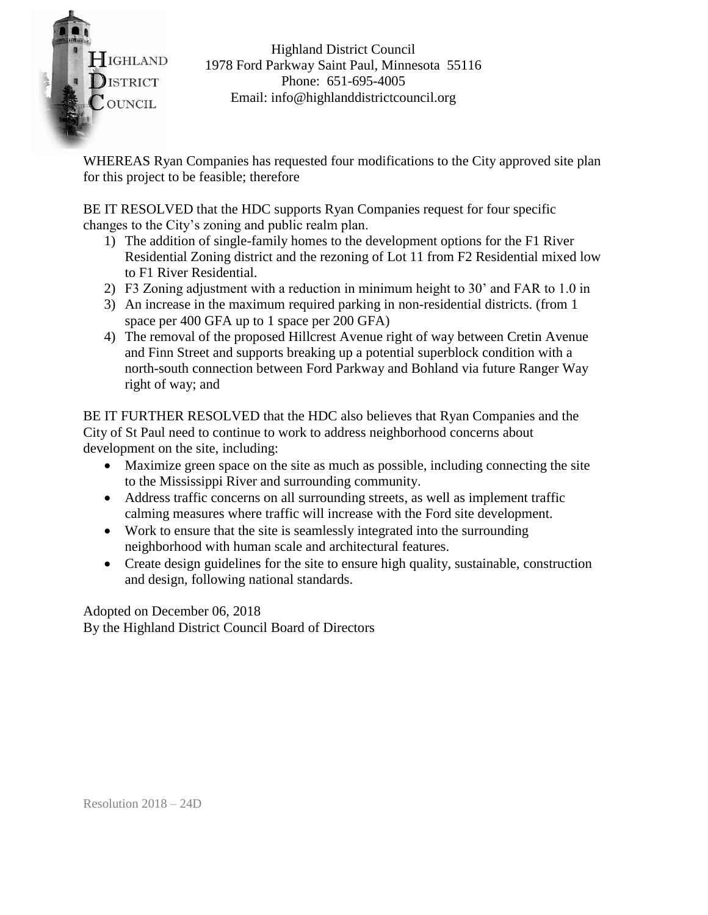Highland District Council
1978 Ford Parkway Saint Paul, Minnesota 55116
Phone: 651-695-4005
Email: info@highlanddistrictcouncil.org

WHEREAS Ryan Companies has requested four modifications to the City approved site plan for this project to be feasible; therefore

BE IT RESOLVED that the HDC supports Ryan Companies request for four specific changes to the City's zoning and public realm plan.

1) The addition of single-family homes to the development options for the F1 River Residential Zoning district and the rezoning of Lot 11 from F2 Residential mixed low to F1 River Residential.
2) F3 Zoning adjustment with a reduction in minimum height to 30' and FAR to 1.0 in
3) An increase in the maximum required parking in non-residential districts. (from 1 space per 400 GFA up to 1 space per 200 GFA)
4) The removal of the proposed Hillcrest Avenue right of way between Cretin Avenue and Finn Street and supports breaking up a potential superblock condition with a north-south connection between Ford Parkway and Bohland via future Ranger Way right of way; and

BE IT FURTHER RESOLVED that the HDC also believes that Ryan Companies and the City of St Paul need to continue to work to address neighborhood concerns about development on the site, including:

- Maximize green space on the site as much as possible, including connecting the site to the Mississippi River and surrounding community.
- Address traffic concerns on all surrounding streets, as well as implement traffic calming measures where traffic will increase with the Ford site development.
- Work to ensure that the site is seamlessly integrated into the surrounding neighborhood with human scale and architectural features.
- Create design guidelines for the site to ensure high quality, sustainable, construction and design, following national standards.

Adopted on December 06, 2018
By the Highland District Council Board of Directors

Resolution 2018 – 24D